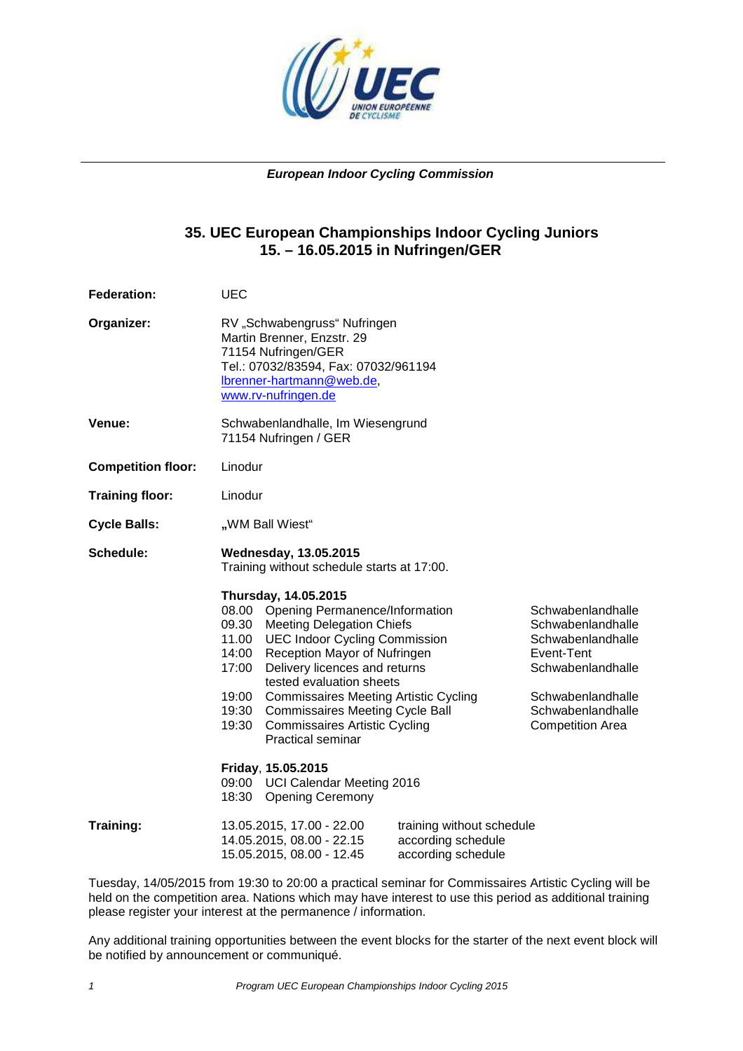*European Indoor Cycling Commission*

## 35. UEC European Championships Indoor Cycling Juniors
## 15. – 16.05.2015 in Nufringen/GER

**Federation:** UEC

**Organizer:** RV „Schwabengruss“ Nufringen
Martin Brenner, Enzstr. 29
71154 Nufringen/GER
Tel.: 07032/83594, Fax: 07032/961194
lbrenner-hartmann@web.de,
www.rv-nufringen.de

**Venue:** Schwabenlandhalle, Im Wiesengrund
71154 Nufringen / GER

**Competition floor:** Linodur

**Training floor:** Linodur

**Cycle Balls:** „WM Ball Wiest“

**Schedule:**

**Wednesday, 13.05.2015**
Training without schedule starts at 17:00.

**Thursday, 14.05.2015**

| Time | Event | Location |
|---|---|---|
| 08.00 | Opening Permanence/Information | Schwabenlandhalle |
| 09.30 | Meeting Delegation Chiefs | Schwabenlandhalle |
| 11.00 | UEC Indoor Cycling Commission | Schwabenlandhalle |
| 14:00 | Reception Mayor of Nufringen | Event-Tent |
| 17:00 | Delivery licences and returns tested evaluation sheets | Schwabenlandhalle |
| 19:00 | Commissaires Meeting Artistic Cycling | Schwabenlandhalle |
| 19:30 | Commissaires Meeting Cycle Ball | Schwabenlandhalle |
| 19:30 | Commissaires Artistic Cycling Practical seminar | Competition Area |

**Friday, 15.05.2015**
09:00 UCI Calendar Meeting 2016
18:30 Opening Ceremony

**Training:**

| Date | |
|---|---|
| 13.05.2015, 17.00 - 22.00 | training without schedule |
| 14.05.2015, 08.00 - 22.15 | according schedule |
| 15.05.2015, 08.00 - 12.45 | according schedule |

Tuesday, 14/05/2015 from 19:30 to 20:00 a practical seminar for Commissaires Artistic Cycling will be held on the competition area. Nations which may have interest to use this period as additional training please register your interest at the permanence / information.

Any additional training opportunities between the event blocks for the starter of the next event block will be notified by announcement or communiqué.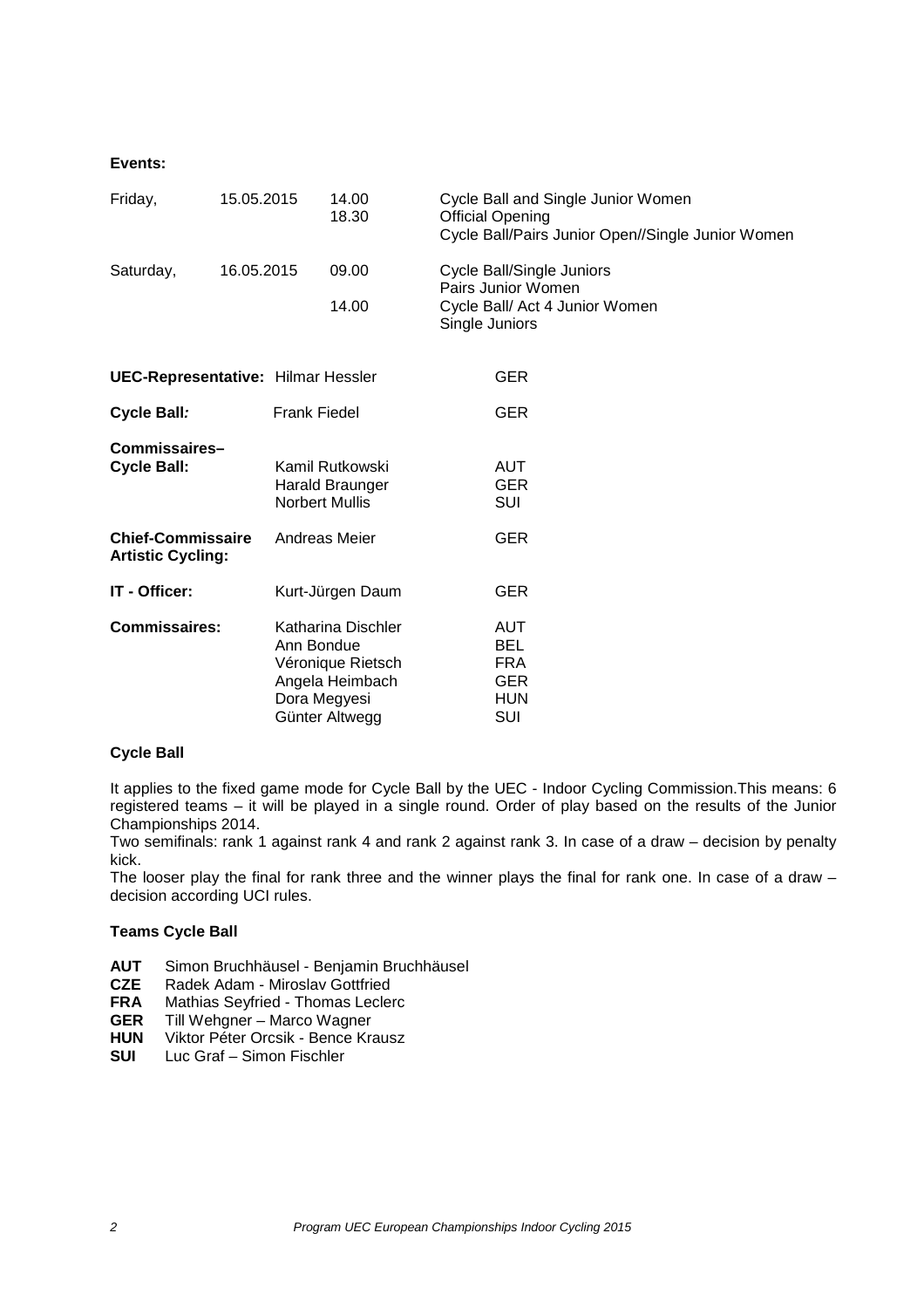**Events:**

| | | | |
|---|---|---|---|
| Friday, | 15.05.2015 | 14.00 | Cycle Ball and Single Junior Women |
| | | 18.30 | Official Opening |
| | | | Cycle Ball/Pairs Junior Open//Single Junior Women |
| Saturday, | 16.05.2015 | 09.00 | Cycle Ball/Single Juniors |
| | | | Pairs Junior Women |
| | | 14.00 | Cycle Ball/ Act 4 Junior Women |
| | | | Single Juniors |

| | | |
|---|---|---|
| **UEC-Representative:** | Hilmar Hessler | GER |
| **Cycle Ball:** | Frank Fiedel | GER |
| **Commissaires– Cycle Ball:** | Kamil Rutkowski | AUT |
| | Harald Braunger | GER |
| | Norbert Mullis | SUI |
| **Chief-Commissaire Artistic Cycling:** | Andreas Meier | GER |
| **IT - Officer:** | Kurt-Jürgen Daum | GER |
| **Commissaires:** | Katharina Dischler | AUT |
| | Ann Bondue | BEL |
| | Véronique Rietsch | FRA |
| | Angela Heimbach | GER |
| | Dora Megyesi | HUN |
| | Günter Altwegg | SUI |

**Cycle Ball**

It applies to the fixed game mode for Cycle Ball by the UEC - Indoor Cycling Commission.This means: 6 registered teams – it will be played in a single round. Order of play based on the results of the Junior Championships 2014.

Two semifinals: rank 1 against rank 4 and rank 2 against rank 3. In case of a draw – decision by penalty kick.

The looser play the final for rank three and the winner plays the final for rank one. In case of a draw – decision according UCI rules.

**Teams Cycle Ball**

**AUT** Simon Bruchhäusel - Benjamin Bruchhäusel
**CZE** Radek Adam - Miroslav Gottfried
**FRA** Mathias Seyfried - Thomas Leclerc
**GER** Till Wehgner – Marco Wagner
**HUN** Viktor Péter Orcsik - Bence Krausz
**SUI** Luc Graf – Simon Fischler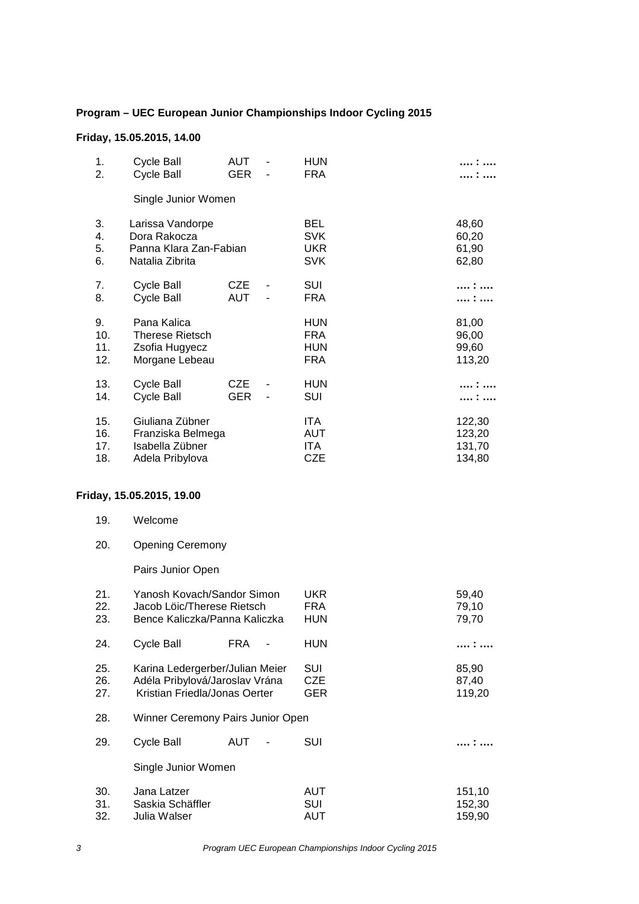**Program – UEC European Junior Championships Indoor Cycling 2015**

**Friday, 15.05.2015, 14.00**

| | | | | | |
|---|---|---|---|---|---|
| 1. | Cycle Ball | AUT | - | HUN | …. : …. |
| 2. | Cycle Ball | GER | - | FRA | …. : …. |

Single Junior Women

| | | | |
|---|---|---|---|
| 3. | Larissa Vandorpe | BEL | 48,60 |
| 4. | Dora Rakocza | SVK | 60,20 |
| 5. | Panna Klara Zan-Fabian | UKR | 61,90 |
| 6. | Natalia Zibrita | SVK | 62,80 |

| | | | | | |
|---|---|---|---|---|---|
| 7. | Cycle Ball | CZE | - | SUI | …. : …. |
| 8. | Cycle Ball | AUT | - | FRA | …. : …. |

| | | | |
|---|---|---|---|
| 9. | Pana Kalica | HUN | 81,00 |
| 10. | Therese Rietsch | FRA | 96,00 |
| 11. | Zsofia Hugyecz | HUN | 99,60 |
| 12. | Morgane Lebeau | FRA | 113,20 |

| | | | | | |
|---|---|---|---|---|---|
| 13. | Cycle Ball | CZE | - | HUN | …. : …. |
| 14. | Cycle Ball | GER | - | SUI | …. : …. |

| | | | |
|---|---|---|---|
| 15. | Giuliana Zübner | ITA | 122,30 |
| 16. | Franziska Belmega | AUT | 123,20 |
| 17. | Isabella Zübner | ITA | 131,70 |
| 18. | Adela Pribylova | CZE | 134,80 |

**Friday, 15.05.2015, 19.00**

19. Welcome

20. Opening Ceremony

Pairs Junior Open

| | | | |
|---|---|---|---|
| 21. | Yanosh Kovach/Sandor Simon | UKR | 59,40 |
| 22. | Jacob Löic/Therese Rietsch | FRA | 79,10 |
| 23. | Bence Kaliczka/Panna Kaliczka | HUN | 79,70 |

| | | | | | |
|---|---|---|---|---|---|
| 24. | Cycle Ball | FRA | - | HUN | …. : …. |

| | | | |
|---|---|---|---|
| 25. | Karina Ledergerber/Julian Meier | SUI | 85,90 |
| 26. | Adéla Pribylová/Jaroslav Vrána | CZE | 87,40 |
| 27. | Kristian Friedla/Jonas Oerter | GER | 119,20 |

28. Winner Ceremony Pairs Junior Open

| | | | | | |
|---|---|---|---|---|---|
| 29. | Cycle Ball | AUT | - | SUI | …. : …. |

Single Junior Women

| | | | |
|---|---|---|---|
| 30. | Jana Latzer | AUT | 151,10 |
| 31. | Saskia Schäffler | SUI | 152,30 |
| 32. | Julia Walser | AUT | 159,90 |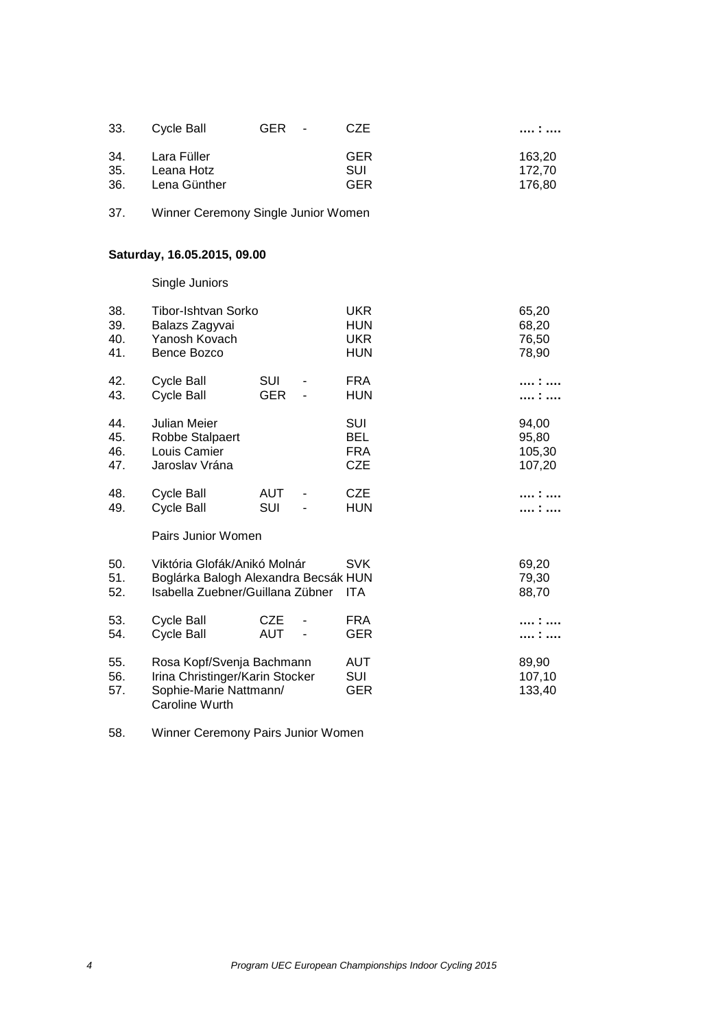| | | | | | |
|---|---|---|---|---|---|
| 33. | Cycle Ball | GER | - | CZE | …. : …. |
| 34. | Lara Füller | | | GER | 163,20 |
| 35. | Leana Hotz | | | SUI | 172,70 |
| 36. | Lena Günther | | | GER | 176,80 |

37. Winner Ceremony Single Junior Women

**Saturday, 16.05.2015, 09.00**

Single Juniors

| | | | | | |
|---|---|---|---|---|---|
| 38. | Tibor-Ishtvan Sorko | | | UKR | 65,20 |
| 39. | Balazs Zagyvai | | | HUN | 68,20 |
| 40. | Yanosh Kovach | | | UKR | 76,50 |
| 41. | Bence Bozco | | | HUN | 78,90 |
| 42. | Cycle Ball | SUI | - | FRA | …. : …. |
| 43. | Cycle Ball | GER | - | HUN | …. : …. |
| 44. | Julian Meier | | | SUI | 94,00 |
| 45. | Robbe Stalpaert | | | BEL | 95,80 |
| 46. | Louis Camier | | | FRA | 105,30 |
| 47. | Jaroslav Vrána | | | CZE | 107,20 |
| 48. | Cycle Ball | AUT | - | CZE | …. : …. |
| 49. | Cycle Ball | SUI | - | HUN | …. : …. |

Pairs Junior Women

| | | | | | |
|---|---|---|---|---|---|
| 50. | Viktória Glofák/Anikó Molnár | | | SVK | 69,20 |
| 51. | Boglárka Balogh Alexandra Becsák | | | HUN | 79,30 |
| 52. | Isabella Zuebner/Guillana Zübner | | | ITA | 88,70 |
| 53. | Cycle Ball | CZE | - | FRA | …. : …. |
| 54. | Cycle Ball | AUT | - | GER | …. : …. |
| 55. | Rosa Kopf/Svenja Bachmann | | | AUT | 89,90 |
| 56. | Irina Christinger/Karin Stocker | | | SUI | 107,10 |
| 57. | Sophie-Marie Nattmann/ Caroline Wurth | | | GER | 133,40 |

58. Winner Ceremony Pairs Junior Women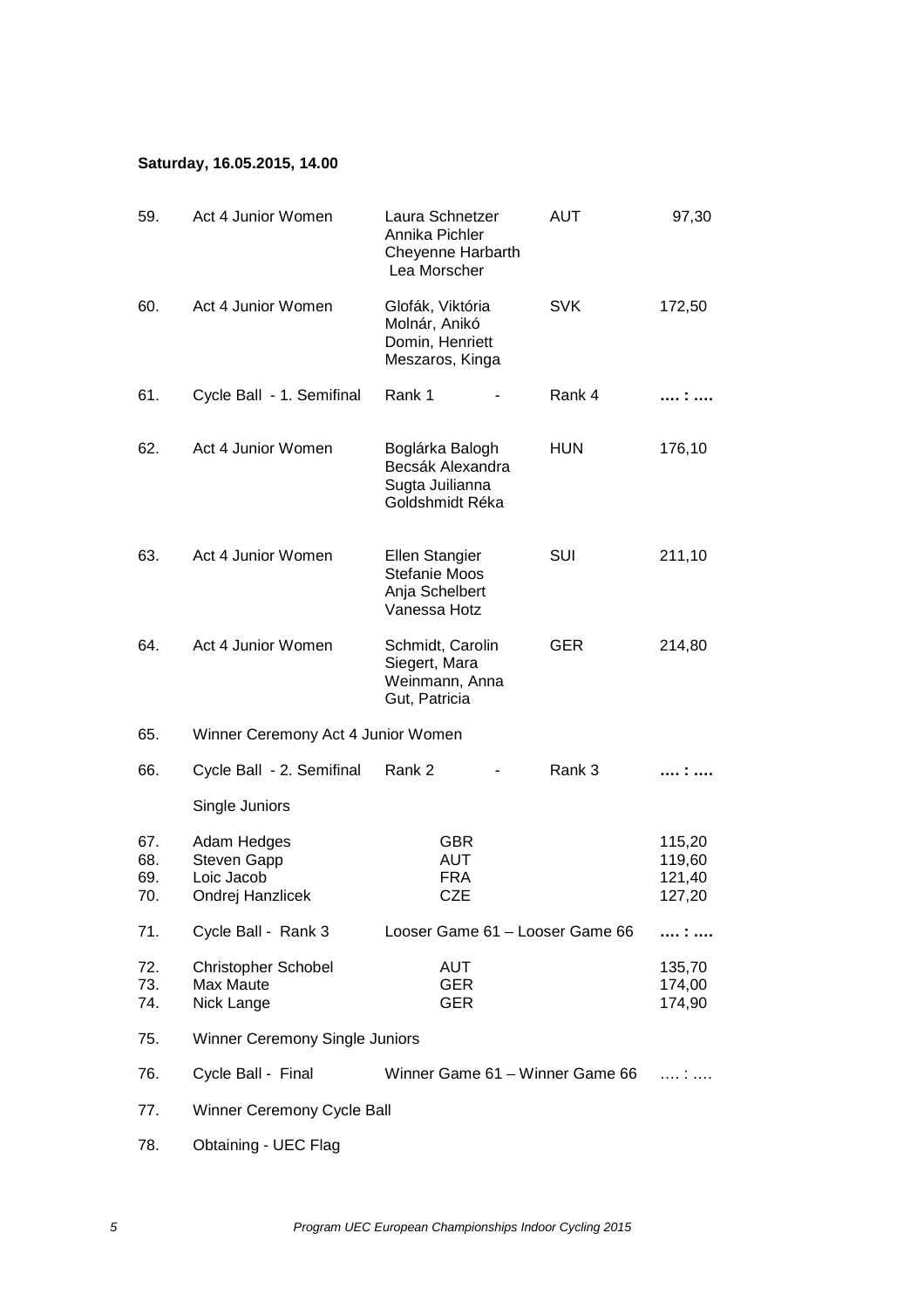**Saturday, 16.05.2015, 14.00**

| | | | | |
|---|---|---|---|---|
| 59. | Act 4 Junior Women | Laura Schnetzer<br>Annika Pichler<br>Cheyenne Harbarth<br>Lea Morscher | AUT | 97,30 |
| 60. | Act 4 Junior Women | Glofák, Viktória<br>Molnár, Anikó<br>Domin, Henriett<br>Meszaros, Kinga | SVK | 172,50 |
| 61. | Cycle Ball - 1. Semifinal | Rank 1 - | Rank 4 | **…. : ….** |
| 62. | Act 4 Junior Women | Boglárka Balogh<br>Becsák Alexandra<br>Sugta Juilianna<br>Goldshmidt Réka | HUN | 176,10 |
| 63. | Act 4 Junior Women | Ellen Stangier<br>Stefanie Moos<br>Anja Schelbert<br>Vanessa Hotz | SUI | 211,10 |
| 64. | Act 4 Junior Women | Schmidt, Carolin<br>Siegert, Mara<br>Weinmann, Anna<br>Gut, Patricia | GER | 214,80 |
| 65. | Winner Ceremony Act 4 Junior Women | | | |
| 66. | Cycle Ball - 2. Semifinal | Rank 2 - | Rank 3 | **…. : ….** |
| | Single Juniors | | | |
| 67. | Adam Hedges | GBR | | 115,20 |
| 68. | Steven Gapp | AUT | | 119,60 |
| 69. | Loic Jacob | FRA | | 121,40 |
| 70. | Ondrej Hanzlicek | CZE | | 127,20 |
| 71. | Cycle Ball - Rank 3 | Looser Game 61 – Looser Game 66 | | **…. : ….** |
| 72. | Christopher Schobel | AUT | | 135,70 |
| 73. | Max Maute | GER | | 174,00 |
| 74. | Nick Lange | GER | | 174,90 |
| 75. | Winner Ceremony Single Juniors | | | |
| 76. | Cycle Ball - Final | Winner Game 61 – Winner Game 66 | | …. : …. |
| 77. | Winner Ceremony Cycle Ball | | | |
| 78. | Obtaining - UEC Flag | | | |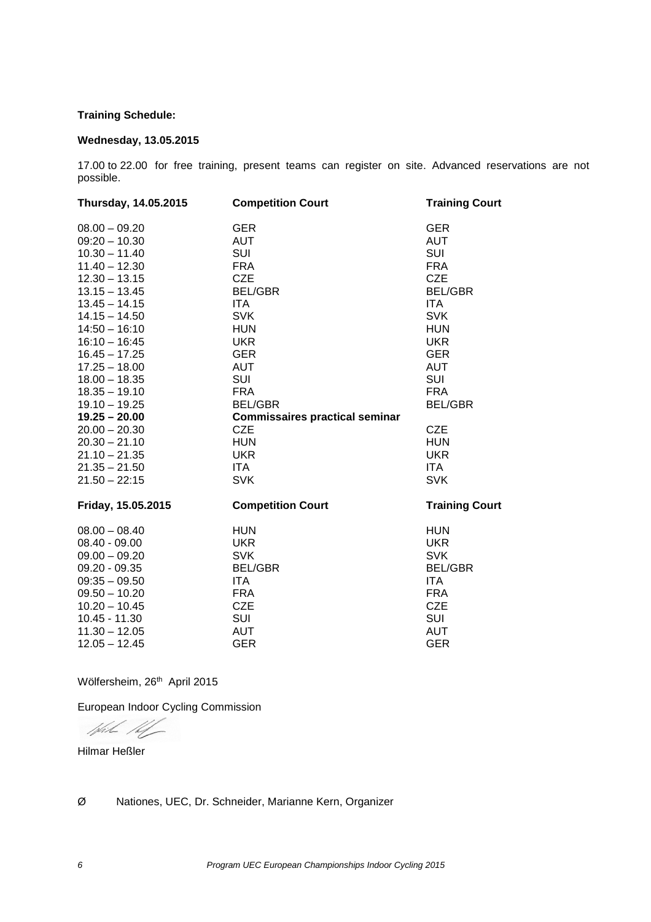**Training Schedule:**

**Wednesday, 13.05.2015**

17.00 to 22.00 for free training, present teams can register on site. Advanced reservations are not possible.

| **Thursday, 14.05.2015** | **Competition Court** | **Training Court** |
|---|---|---|
| 08.00 – 09.20 | GER | GER |
| 09:20 – 10.30 | AUT | AUT |
| 10.30 – 11.40 | SUI | SUI |
| 11.40 – 12.30 | FRA | FRA |
| 12.30 – 13.15 | CZE | CZE |
| 13.15 – 13.45 | BEL/GBR | BEL/GBR |
| 13.45 – 14.15 | ITA | ITA |
| 14.15 – 14.50 | SVK | SVK |
| 14:50 – 16:10 | HUN | HUN |
| 16:10 – 16:45 | UKR | UKR |
| 16.45 – 17.25 | GER | GER |
| 17.25 – 18.00 | AUT | AUT |
| 18.00 – 18.35 | SUI | SUI |
| 18.35 – 19.10 | FRA | FRA |
| 19.10 – 19.25 | BEL/GBR | BEL/GBR |
| **19.25 – 20.00** | **Commissaires practical seminar** | |
| 20.00 – 20.30 | CZE | CZE |
| 20.30 – 21.10 | HUN | HUN |
| 21.10 – 21.35 | UKR | UKR |
| 21.35 – 21.50 | ITA | ITA |
| 21.50 – 22:15 | SVK | SVK |

| **Friday, 15.05.2015** | **Competition Court** | **Training Court** |
|---|---|---|
| 08.00 – 08.40 | HUN | HUN |
| 08.40 - 09.00 | UKR | UKR |
| 09.00 – 09.20 | SVK | SVK |
| 09.20 - 09.35 | BEL/GBR | BEL/GBR |
| 09:35 – 09.50 | ITA | ITA |
| 09.50 – 10.20 | FRA | FRA |
| 10.20 – 10.45 | CZE | CZE |
| 10.45 - 11.30 | SUI | SUI |
| 11.30 – 12.05 | AUT | AUT |
| 12.05 – 12.45 | GER | GER |

Wölfersheim, 26th April 2015

European Indoor Cycling Commission

Hilmar Heßler

Ø Nationes, UEC, Dr. Schneider, Marianne Kern, Organizer